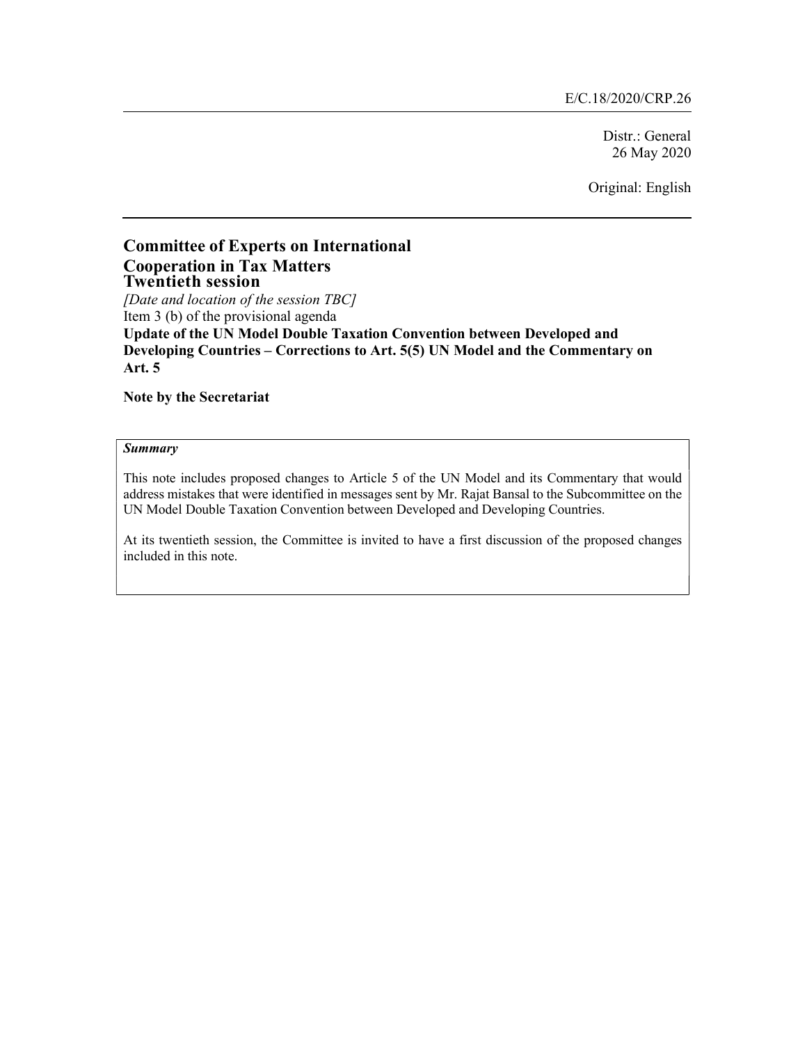E/C.18/2020/CRP.26

Distr.: General
26 May 2020

Original: English

# Committee of Experts on International Cooperation in Tax Matters

## Twentieth session

*[Date and location of the session TBC]*

Item 3 (b) of the provisional agenda

**Update of the UN Model Double Taxation Convention between Developed and Developing Countries – Corrections to Art. 5(5) UN Model and the Commentary on Art. 5**

**Note by the Secretariat**

***Summary***

This note includes proposed changes to Article 5 of the UN Model and its Commentary that would address mistakes that were identified in messages sent by Mr. Rajat Bansal to the Subcommittee on the UN Model Double Taxation Convention between Developed and Developing Countries.

At its twentieth session, the Committee is invited to have a first discussion of the proposed changes included in this note.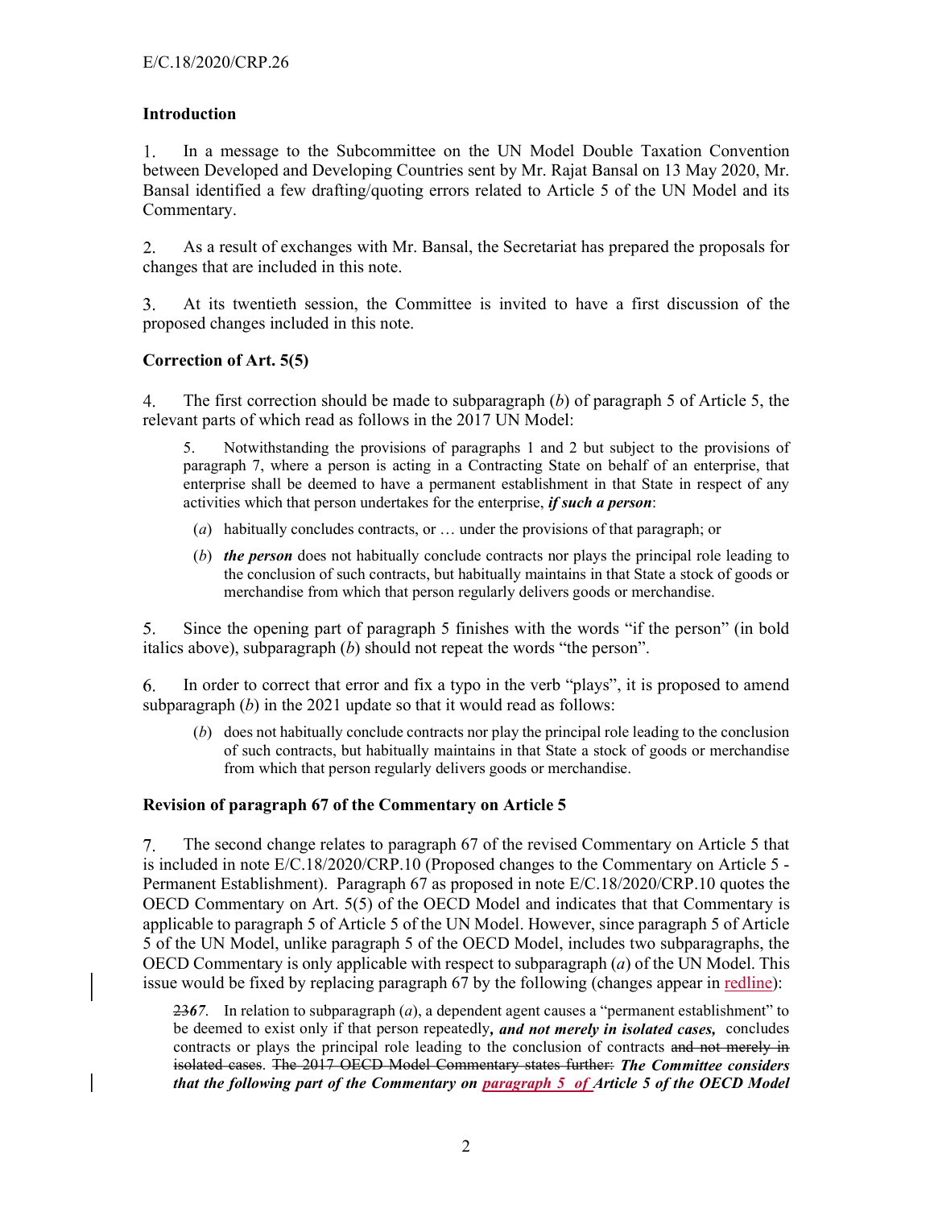## Introduction

1. In a message to the Subcommittee on the UN Model Double Taxation Convention between Developed and Developing Countries sent by Mr. Rajat Bansal on 13 May 2020, Mr. Bansal identified a few drafting/quoting errors related to Article 5 of the UN Model and its Commentary.

2. As a result of exchanges with Mr. Bansal, the Secretariat has prepared the proposals for changes that are included in this note.

3. At its twentieth session, the Committee is invited to have a first discussion of the proposed changes included in this note.

## Correction of Art. 5(5)

4. The first correction should be made to subparagraph (*b*) of paragraph 5 of Article 5, the relevant parts of which read as follows in the 2017 UN Model:

> 5. Notwithstanding the provisions of paragraphs 1 and 2 but subject to the provisions of paragraph 7, where a person is acting in a Contracting State on behalf of an enterprise, that enterprise shall be deemed to have a permanent establishment in that State in respect of any activities which that person undertakes for the enterprise, ***if such a person***:
>
> (*a*) habitually concludes contracts, or … under the provisions of that paragraph; or
>
> (*b*) ***the person*** does not habitually conclude contracts nor plays the principal role leading to the conclusion of such contracts, but habitually maintains in that State a stock of goods or merchandise from which that person regularly delivers goods or merchandise.

5. Since the opening part of paragraph 5 finishes with the words "if the person" (in bold italics above), subparagraph (*b*) should not repeat the words "the person".

6. In order to correct that error and fix a typo in the verb "plays", it is proposed to amend subparagraph (*b*) in the 2021 update so that it would read as follows:

> (*b*) does not habitually conclude contracts nor play the principal role leading to the conclusion of such contracts, but habitually maintains in that State a stock of goods or merchandise from which that person regularly delivers goods or merchandise.

## Revision of paragraph 67 of the Commentary on Article 5

7. The second change relates to paragraph 67 of the revised Commentary on Article 5 that is included in note E/C.18/2020/CRP.10 (Proposed changes to the Commentary on Article 5 - Permanent Establishment). Paragraph 67 as proposed in note E/C.18/2020/CRP.10 quotes the OECD Commentary on Art. 5(5) of the OECD Model and indicates that that Commentary is applicable to paragraph 5 of Article 5 of the UN Model. However, since paragraph 5 of Article 5 of the UN Model, unlike paragraph 5 of the OECD Model, includes two subparagraphs, the OECD Commentary is only applicable with respect to subparagraph (*a*) of the UN Model. This issue would be fixed by replacing paragraph 67 by the following (changes appear in redline):

> ~~23~~*67*. In relation to subparagraph (*a*), a dependent agent causes a "permanent establishment" to be deemed to exist only if that person repeatedly***, and not merely in isolated cases,*** concludes contracts or plays the principal role leading to the conclusion of contracts ~~and not merely in isolated cases~~. ~~The 2017 OECD Model Commentary states further:~~ ***The Committee considers that the following part of the Commentary on paragraph 5 of Article 5 of the OECD Model***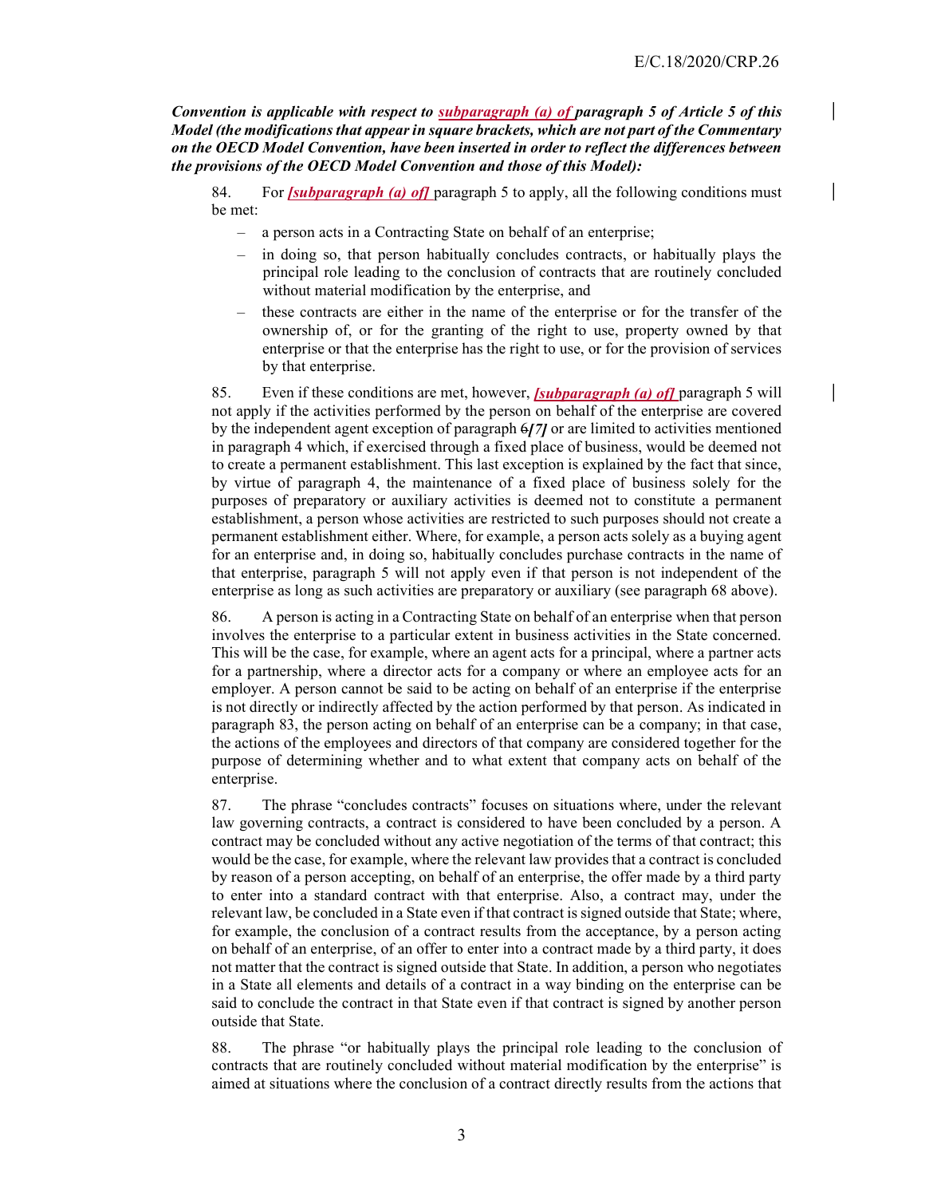***Convention is applicable with respect to subparagraph (a) of paragraph 5 of Article 5 of this Model (the modifications that appear in square brackets, which are not part of the Commentary on the OECD Model Convention, have been inserted in order to reflect the differences between the provisions of the OECD Model Convention and those of this Model):***

84. For ***[subparagraph (a) of]*** paragraph 5 to apply, all the following conditions must be met:

- a person acts in a Contracting State on behalf of an enterprise;
- in doing so, that person habitually concludes contracts, or habitually plays the principal role leading to the conclusion of contracts that are routinely concluded without material modification by the enterprise, and
- these contracts are either in the name of the enterprise or for the transfer of the ownership of, or for the granting of the right to use, property owned by that enterprise or that the enterprise has the right to use, or for the provision of services by that enterprise.

85. Even if these conditions are met, however, ***[subparagraph (a) of]*** paragraph 5 will not apply if the activities performed by the person on behalf of the enterprise are covered by the independent agent exception of paragraph ~~6~~***[7]*** or are limited to activities mentioned in paragraph 4 which, if exercised through a fixed place of business, would be deemed not to create a permanent establishment. This last exception is explained by the fact that since, by virtue of paragraph 4, the maintenance of a fixed place of business solely for the purposes of preparatory or auxiliary activities is deemed not to constitute a permanent establishment, a person whose activities are restricted to such purposes should not create a permanent establishment either. Where, for example, a person acts solely as a buying agent for an enterprise and, in doing so, habitually concludes purchase contracts in the name of that enterprise, paragraph 5 will not apply even if that person is not independent of the enterprise as long as such activities are preparatory or auxiliary (see paragraph 68 above).

86. A person is acting in a Contracting State on behalf of an enterprise when that person involves the enterprise to a particular extent in business activities in the State concerned. This will be the case, for example, where an agent acts for a principal, where a partner acts for a partnership, where a director acts for a company or where an employee acts for an employer. A person cannot be said to be acting on behalf of an enterprise if the enterprise is not directly or indirectly affected by the action performed by that person. As indicated in paragraph 83, the person acting on behalf of an enterprise can be a company; in that case, the actions of the employees and directors of that company are considered together for the purpose of determining whether and to what extent that company acts on behalf of the enterprise.

87. The phrase "concludes contracts" focuses on situations where, under the relevant law governing contracts, a contract is considered to have been concluded by a person. A contract may be concluded without any active negotiation of the terms of that contract; this would be the case, for example, where the relevant law provides that a contract is concluded by reason of a person accepting, on behalf of an enterprise, the offer made by a third party to enter into a standard contract with that enterprise. Also, a contract may, under the relevant law, be concluded in a State even if that contract is signed outside that State; where, for example, the conclusion of a contract results from the acceptance, by a person acting on behalf of an enterprise, of an offer to enter into a contract made by a third party, it does not matter that the contract is signed outside that State. In addition, a person who negotiates in a State all elements and details of a contract in a way binding on the enterprise can be said to conclude the contract in that State even if that contract is signed by another person outside that State.

88. The phrase "or habitually plays the principal role leading to the conclusion of contracts that are routinely concluded without material modification by the enterprise" is aimed at situations where the conclusion of a contract directly results from the actions that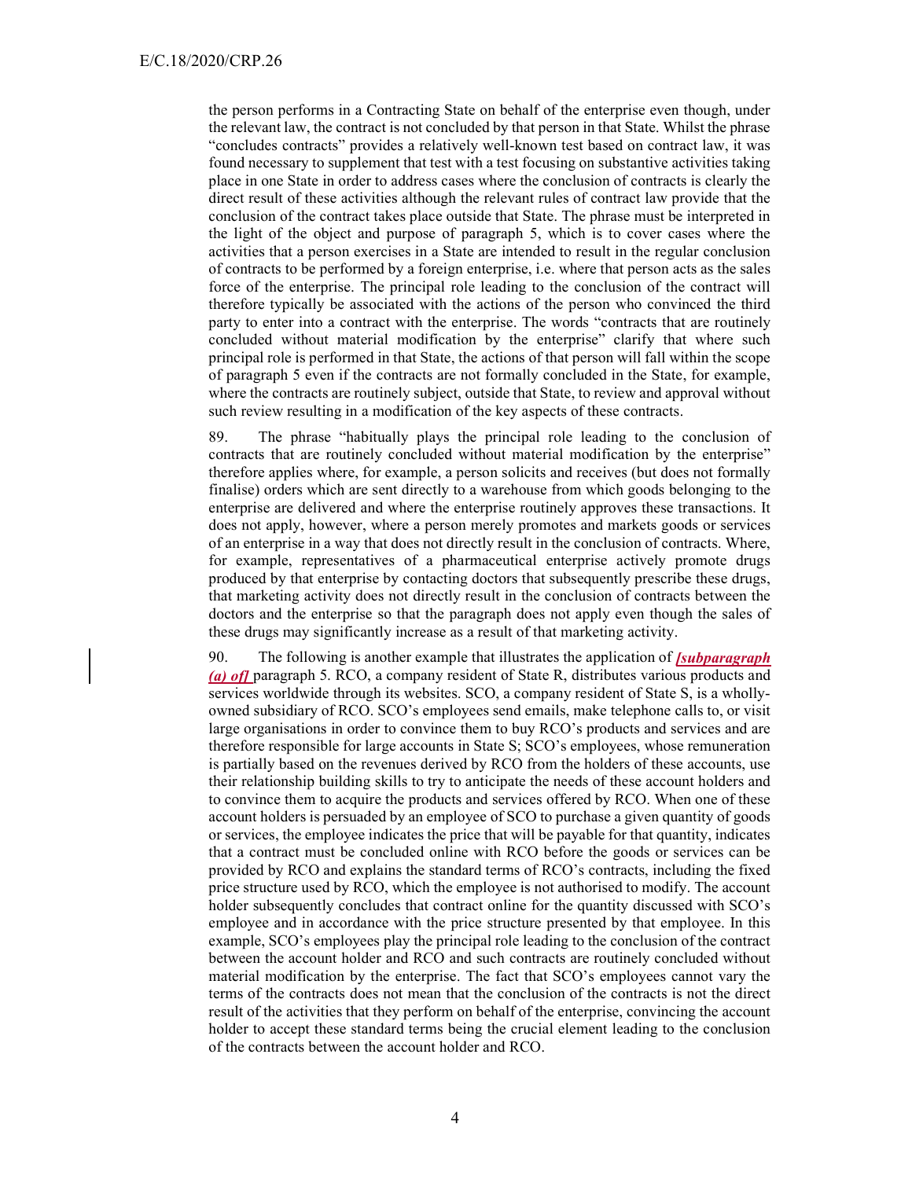the person performs in a Contracting State on behalf of the enterprise even though, under the relevant law, the contract is not concluded by that person in that State. Whilst the phrase "concludes contracts" provides a relatively well-known test based on contract law, it was found necessary to supplement that test with a test focusing on substantive activities taking place in one State in order to address cases where the conclusion of contracts is clearly the direct result of these activities although the relevant rules of contract law provide that the conclusion of the contract takes place outside that State. The phrase must be interpreted in the light of the object and purpose of paragraph 5, which is to cover cases where the activities that a person exercises in a State are intended to result in the regular conclusion of contracts to be performed by a foreign enterprise, i.e. where that person acts as the sales force of the enterprise. The principal role leading to the conclusion of the contract will therefore typically be associated with the actions of the person who convinced the third party to enter into a contract with the enterprise. The words "contracts that are routinely concluded without material modification by the enterprise" clarify that where such principal role is performed in that State, the actions of that person will fall within the scope of paragraph 5 even if the contracts are not formally concluded in the State, for example, where the contracts are routinely subject, outside that State, to review and approval without such review resulting in a modification of the key aspects of these contracts.

89. The phrase "habitually plays the principal role leading to the conclusion of contracts that are routinely concluded without material modification by the enterprise" therefore applies where, for example, a person solicits and receives (but does not formally finalise) orders which are sent directly to a warehouse from which goods belonging to the enterprise are delivered and where the enterprise routinely approves these transactions. It does not apply, however, where a person merely promotes and markets goods or services of an enterprise in a way that does not directly result in the conclusion of contracts. Where, for example, representatives of a pharmaceutical enterprise actively promote drugs produced by that enterprise by contacting doctors that subsequently prescribe these drugs, that marketing activity does not directly result in the conclusion of contracts between the doctors and the enterprise so that the paragraph does not apply even though the sales of these drugs may significantly increase as a result of that marketing activity.

90. The following is another example that illustrates the application of ***[subparagraph (a) of]*** paragraph 5. RCO, a company resident of State R, distributes various products and services worldwide through its websites. SCO, a company resident of State S, is a wholly-owned subsidiary of RCO. SCO's employees send emails, make telephone calls to, or visit large organisations in order to convince them to buy RCO's products and services and are therefore responsible for large accounts in State S; SCO's employees, whose remuneration is partially based on the revenues derived by RCO from the holders of these accounts, use their relationship building skills to try to anticipate the needs of these account holders and to convince them to acquire the products and services offered by RCO. When one of these account holders is persuaded by an employee of SCO to purchase a given quantity of goods or services, the employee indicates the price that will be payable for that quantity, indicates that a contract must be concluded online with RCO before the goods or services can be provided by RCO and explains the standard terms of RCO's contracts, including the fixed price structure used by RCO, which the employee is not authorised to modify. The account holder subsequently concludes that contract online for the quantity discussed with SCO's employee and in accordance with the price structure presented by that employee. In this example, SCO's employees play the principal role leading to the conclusion of the contract between the account holder and RCO and such contracts are routinely concluded without material modification by the enterprise. The fact that SCO's employees cannot vary the terms of the contracts does not mean that the conclusion of the contracts is not the direct result of the activities that they perform on behalf of the enterprise, convincing the account holder to accept these standard terms being the crucial element leading to the conclusion of the contracts between the account holder and RCO.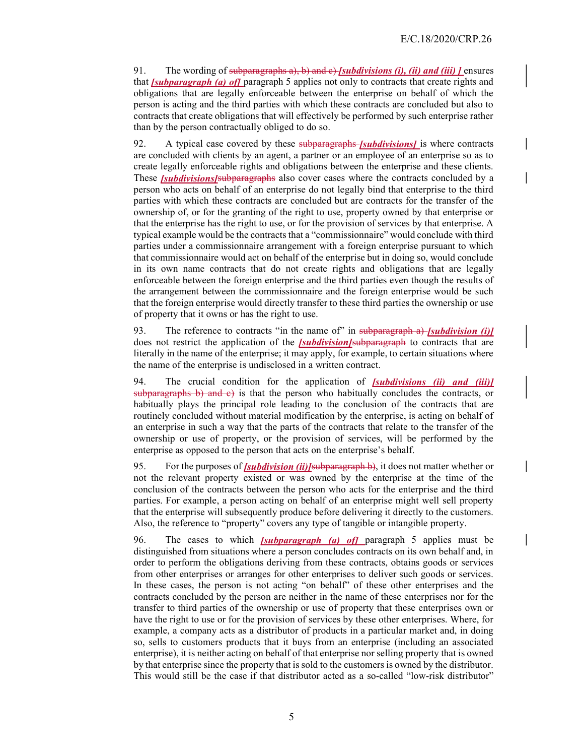91. The wording of ~~subparagraphs a), b) and c)~~ ***[subdivisions (i), (ii) and (iii) ]*** ensures that ***[subparagraph (a) of]*** paragraph 5 applies not only to contracts that create rights and obligations that are legally enforceable between the enterprise on behalf of which the person is acting and the third parties with which these contracts are concluded but also to contracts that create obligations that will effectively be performed by such enterprise rather than by the person contractually obliged to do so.

92. A typical case covered by these ~~subparagraphs~~ ***[subdivisions]*** is where contracts are concluded with clients by an agent, a partner or an employee of an enterprise so as to create legally enforceable rights and obligations between the enterprise and these clients. These ***[subdivisions]***~~subparagraphs~~ also cover cases where the contracts concluded by a person who acts on behalf of an enterprise do not legally bind that enterprise to the third parties with which these contracts are concluded but are contracts for the transfer of the ownership of, or for the granting of the right to use, property owned by that enterprise or that the enterprise has the right to use, or for the provision of services by that enterprise. A typical example would be the contracts that a "commissionnaire" would conclude with third parties under a commissionnaire arrangement with a foreign enterprise pursuant to which that commissionnaire would act on behalf of the enterprise but in doing so, would conclude in its own name contracts that do not create rights and obligations that are legally enforceable between the foreign enterprise and the third parties even though the results of the arrangement between the commissionnaire and the foreign enterprise would be such that the foreign enterprise would directly transfer to these third parties the ownership or use of property that it owns or has the right to use.

93. The reference to contracts "in the name of" in ~~subparagraph a)~~ ***[subdivision (i)]*** does not restrict the application of the ***[subdivision]***~~subparagraph~~ to contracts that are literally in the name of the enterprise; it may apply, for example, to certain situations where the name of the enterprise is undisclosed in a written contract.

94. The crucial condition for the application of ***[subdivisions (ii) and (iii)]*** ~~subparagraphs b) and c)~~ is that the person who habitually concludes the contracts, or habitually plays the principal role leading to the conclusion of the contracts that are routinely concluded without material modification by the enterprise, is acting on behalf of an enterprise in such a way that the parts of the contracts that relate to the transfer of the ownership or use of property, or the provision of services, will be performed by the enterprise as opposed to the person that acts on the enterprise's behalf.

95. For the purposes of ***[subdivision (ii)]***~~subparagraph b)~~, it does not matter whether or not the relevant property existed or was owned by the enterprise at the time of the conclusion of the contracts between the person who acts for the enterprise and the third parties. For example, a person acting on behalf of an enterprise might well sell property that the enterprise will subsequently produce before delivering it directly to the customers. Also, the reference to "property" covers any type of tangible or intangible property.

96. The cases to which ***[subparagraph (a) of]*** paragraph 5 applies must be distinguished from situations where a person concludes contracts on its own behalf and, in order to perform the obligations deriving from these contracts, obtains goods or services from other enterprises or arranges for other enterprises to deliver such goods or services. In these cases, the person is not acting "on behalf" of these other enterprises and the contracts concluded by the person are neither in the name of these enterprises nor for the transfer to third parties of the ownership or use of property that these enterprises own or have the right to use or for the provision of services by these other enterprises. Where, for example, a company acts as a distributor of products in a particular market and, in doing so, sells to customers products that it buys from an enterprise (including an associated enterprise), it is neither acting on behalf of that enterprise nor selling property that is owned by that enterprise since the property that is sold to the customers is owned by the distributor. This would still be the case if that distributor acted as a so-called "low-risk distributor"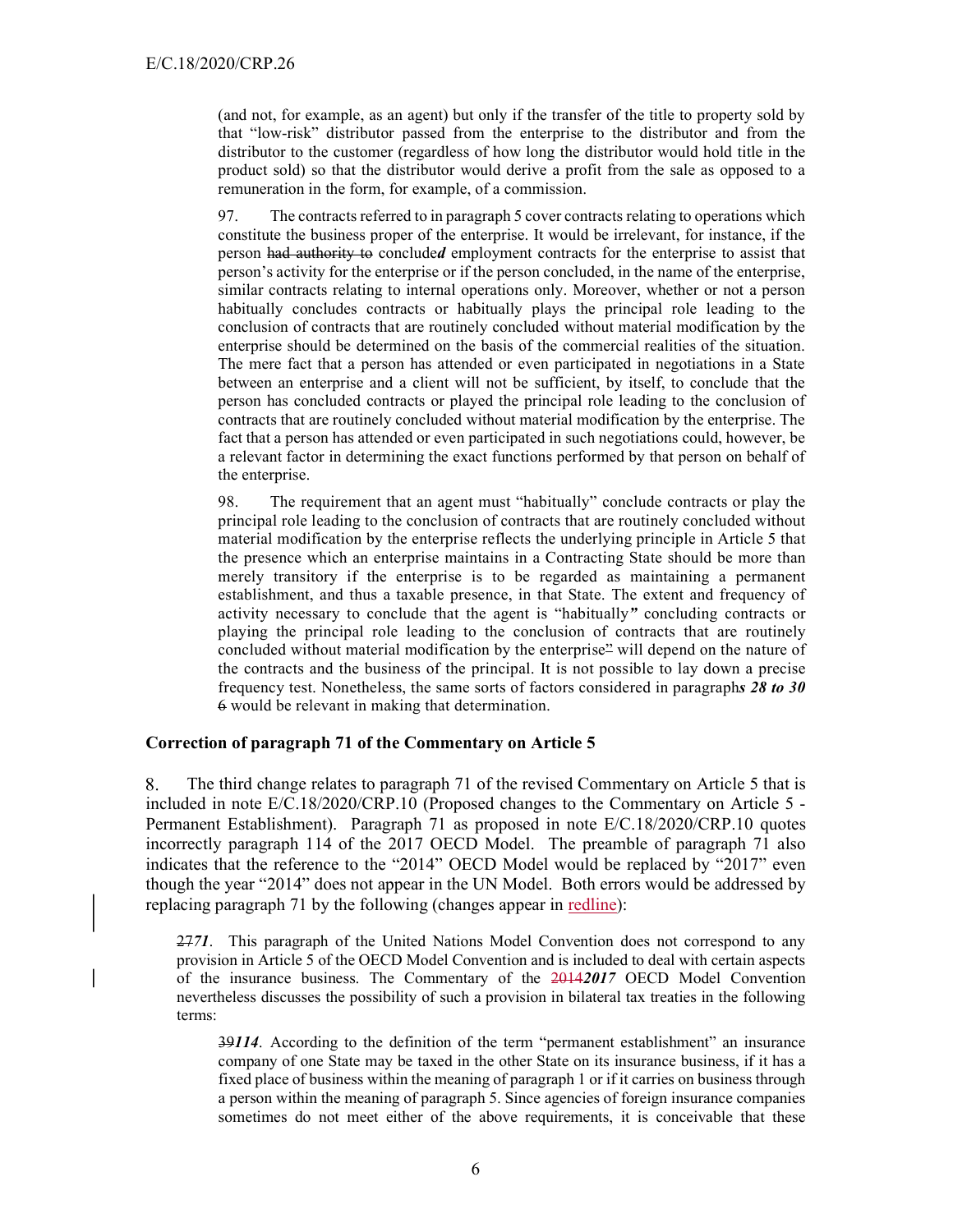(and not, for example, as an agent) but only if the transfer of the title to property sold by that "low-risk" distributor passed from the enterprise to the distributor and from the distributor to the customer (regardless of how long the distributor would hold title in the product sold) so that the distributor would derive a profit from the sale as opposed to a remuneration in the form, for example, of a commission.

97. The contracts referred to in paragraph 5 cover contracts relating to operations which constitute the business proper of the enterprise. It would be irrelevant, for instance, if the person ~~had authority to~~ conclude***d*** employment contracts for the enterprise to assist that person's activity for the enterprise or if the person concluded, in the name of the enterprise, similar contracts relating to internal operations only. Moreover, whether or not a person habitually concludes contracts or habitually plays the principal role leading to the conclusion of contracts that are routinely concluded without material modification by the enterprise should be determined on the basis of the commercial realities of the situation. The mere fact that a person has attended or even participated in negotiations in a State between an enterprise and a client will not be sufficient, by itself, to conclude that the person has concluded contracts or played the principal role leading to the conclusion of contracts that are routinely concluded without material modification by the enterprise. The fact that a person has attended or even participated in such negotiations could, however, be a relevant factor in determining the exact functions performed by that person on behalf of the enterprise.

98. The requirement that an agent must "habitually" conclude contracts or play the principal role leading to the conclusion of contracts that are routinely concluded without material modification by the enterprise reflects the underlying principle in Article 5 that the presence which an enterprise maintains in a Contracting State should be more than merely transitory if the enterprise is to be regarded as maintaining a permanent establishment, and thus a taxable presence, in that State. The extent and frequency of activity necessary to conclude that the agent is "habitually***"*** concluding contracts or playing the principal role leading to the conclusion of contracts that are routinely concluded without material modification by the enterprise~~"~~ will depend on the nature of the contracts and the business of the principal. It is not possible to lay down a precise frequency test. Nonetheless, the same sorts of factors considered in paragraph***s 28 to 30*** ~~6~~ would be relevant in making that determination.

## Correction of paragraph 71 of the Commentary on Article 5

8. The third change relates to paragraph 71 of the revised Commentary on Article 5 that is included in note E/C.18/2020/CRP.10 (Proposed changes to the Commentary on Article 5 - Permanent Establishment). Paragraph 71 as proposed in note E/C.18/2020/CRP.10 quotes incorrectly paragraph 114 of the 2017 OECD Model. The preamble of paragraph 71 also indicates that the reference to the "2014" OECD Model would be replaced by "2017" even though the year "2014" does not appear in the UN Model. Both errors would be addressed by replacing paragraph 71 by the following (changes appear in redline):

~~27~~***71***. This paragraph of the United Nations Model Convention does not correspond to any provision in Article 5 of the OECD Model Convention and is included to deal with certain aspects of the insurance business. The Commentary of the ~~2014~~***2017*** OECD Model Convention nevertheless discusses the possibility of such a provision in bilateral tax treaties in the following terms:

> ~~39~~***114***. According to the definition of the term "permanent establishment" an insurance company of one State may be taxed in the other State on its insurance business, if it has a fixed place of business within the meaning of paragraph 1 or if it carries on business through a person within the meaning of paragraph 5. Since agencies of foreign insurance companies sometimes do not meet either of the above requirements, it is conceivable that these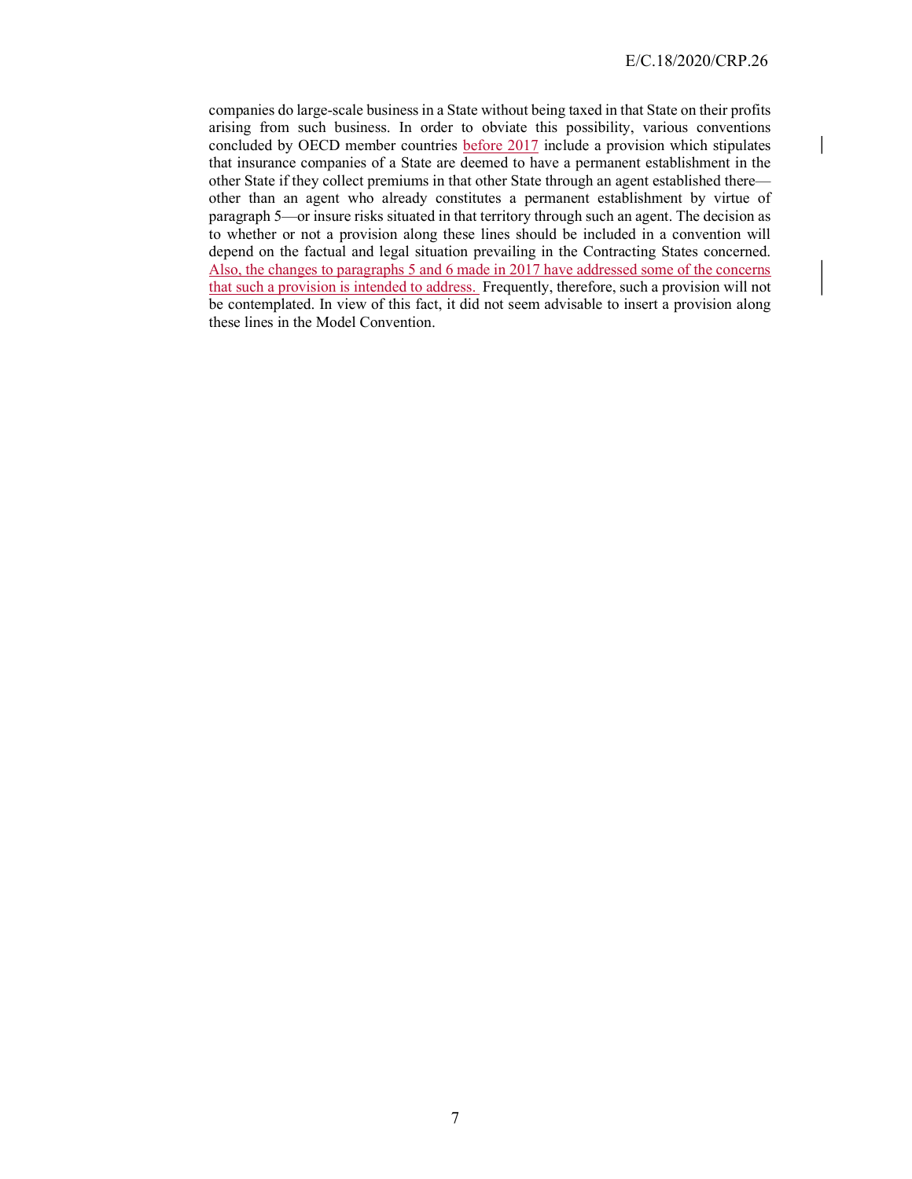companies do large-scale business in a State without being taxed in that State on their profits arising from such business. In order to obviate this possibility, various conventions concluded by OECD member countries before 2017 include a provision which stipulates that insurance companies of a State are deemed to have a permanent establishment in the other State if they collect premiums in that other State through an agent established there—other than an agent who already constitutes a permanent establishment by virtue of paragraph 5—or insure risks situated in that territory through such an agent. The decision as to whether or not a provision along these lines should be included in a convention will depend on the factual and legal situation prevailing in the Contracting States concerned. Also, the changes to paragraphs 5 and 6 made in 2017 have addressed some of the concerns that such a provision is intended to address. Frequently, therefore, such a provision will not be contemplated. In view of this fact, it did not seem advisable to insert a provision along these lines in the Model Convention.